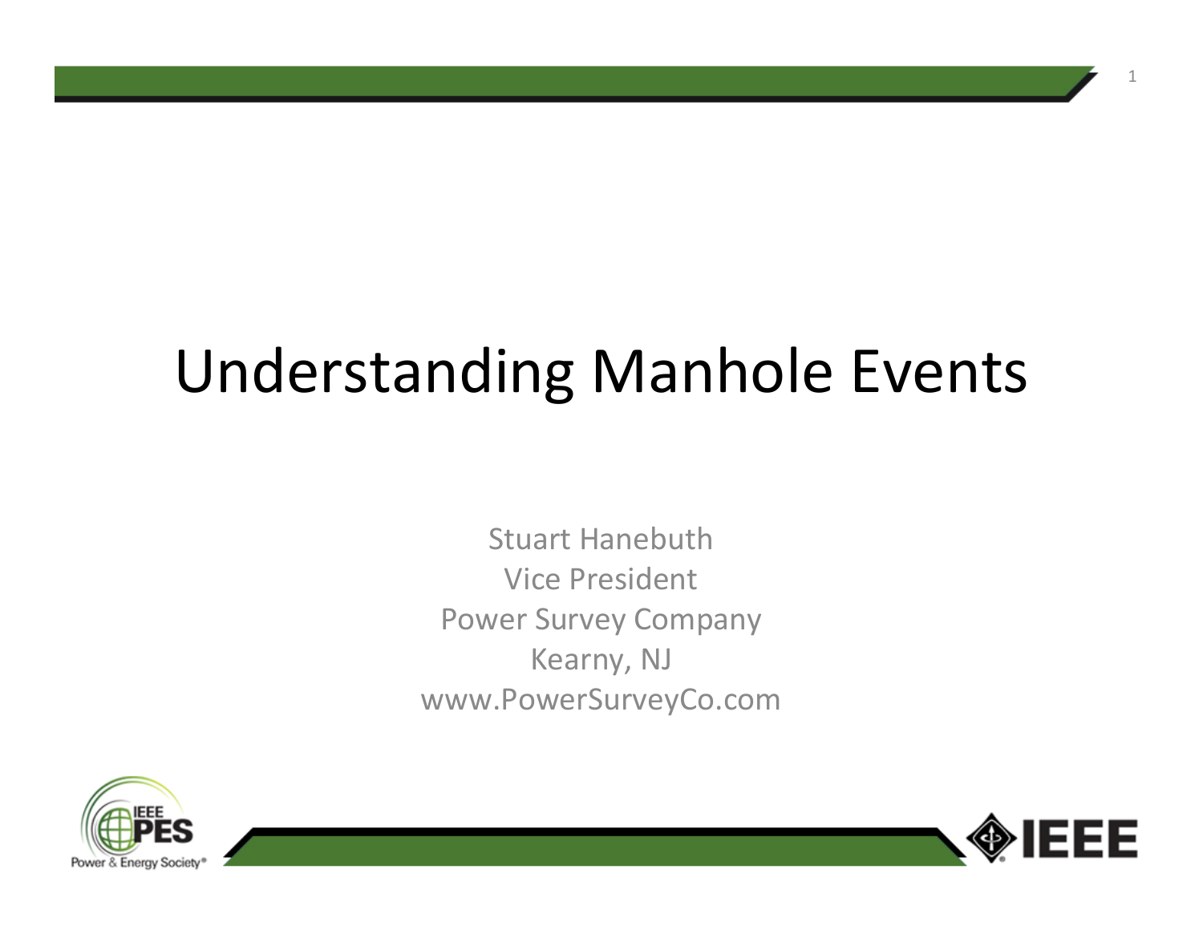# Understanding Manhole Events

Stuart Hanebuth
Vice President
Power Survey Company
Kearny, NJ
www.PowerSurveyCo.com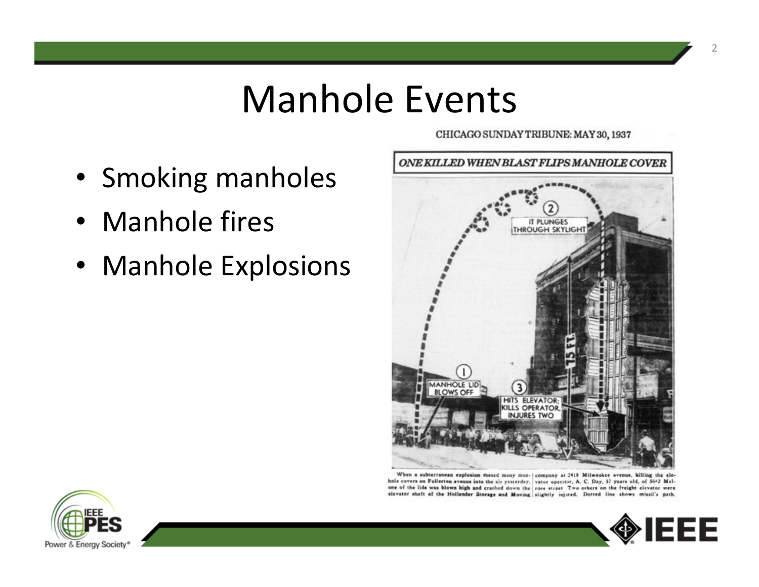# Manhole Events

- Smoking manholes
- Manhole fires
- Manhole Explosions

CHICAGO SUNDAY TRIBUNE: MAY 30, 1937

*ONE KILLED WHEN BLAST FLIPS MANHOLE COVER*

When a subterranean explosion tossed many manhole covers on Fullerton avenue into the air yesterday, one of the lids was blown high and crashed down the elevator shaft of the Hollander Storage and Moving company at 2418 Milwaukee avenue, killing the elevator operator, A. C. Day, 57 years old, of 5642 Melrose street. Two others on the freight elevator were slightly injured. Dotted line shows missil's path.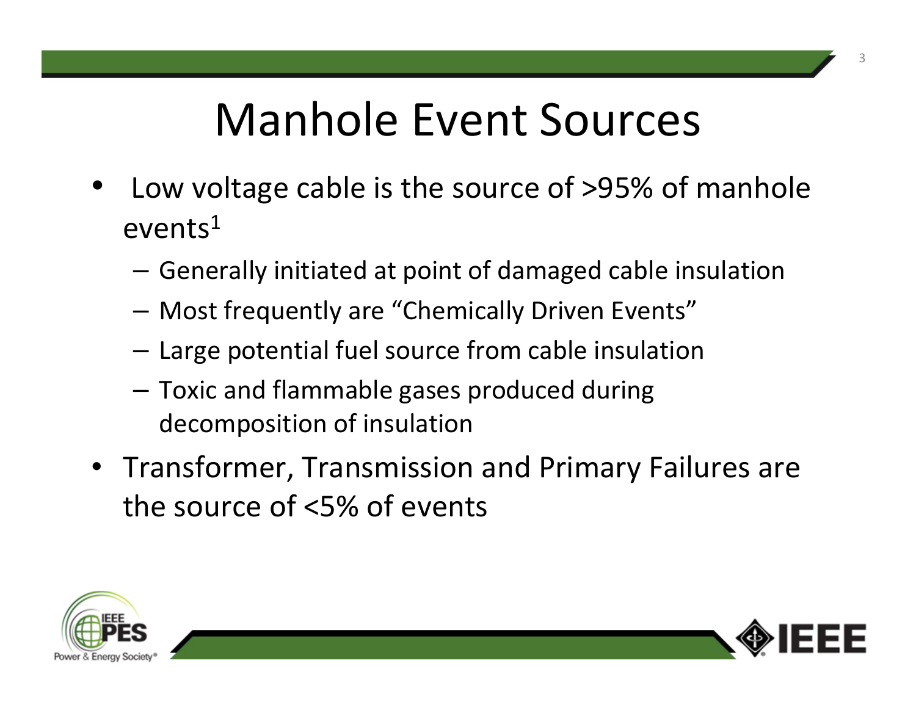# Manhole Event Sources

- Low voltage cable is the source of >95% of manhole events[1]
  - Generally initiated at point of damaged cable insulation
  - Most frequently are “Chemically Driven Events”
  - Large potential fuel source from cable insulation
  - Toxic and flammable gases produced during decomposition of insulation
- Transformer, Transmission and Primary Failures are the source of <5% of events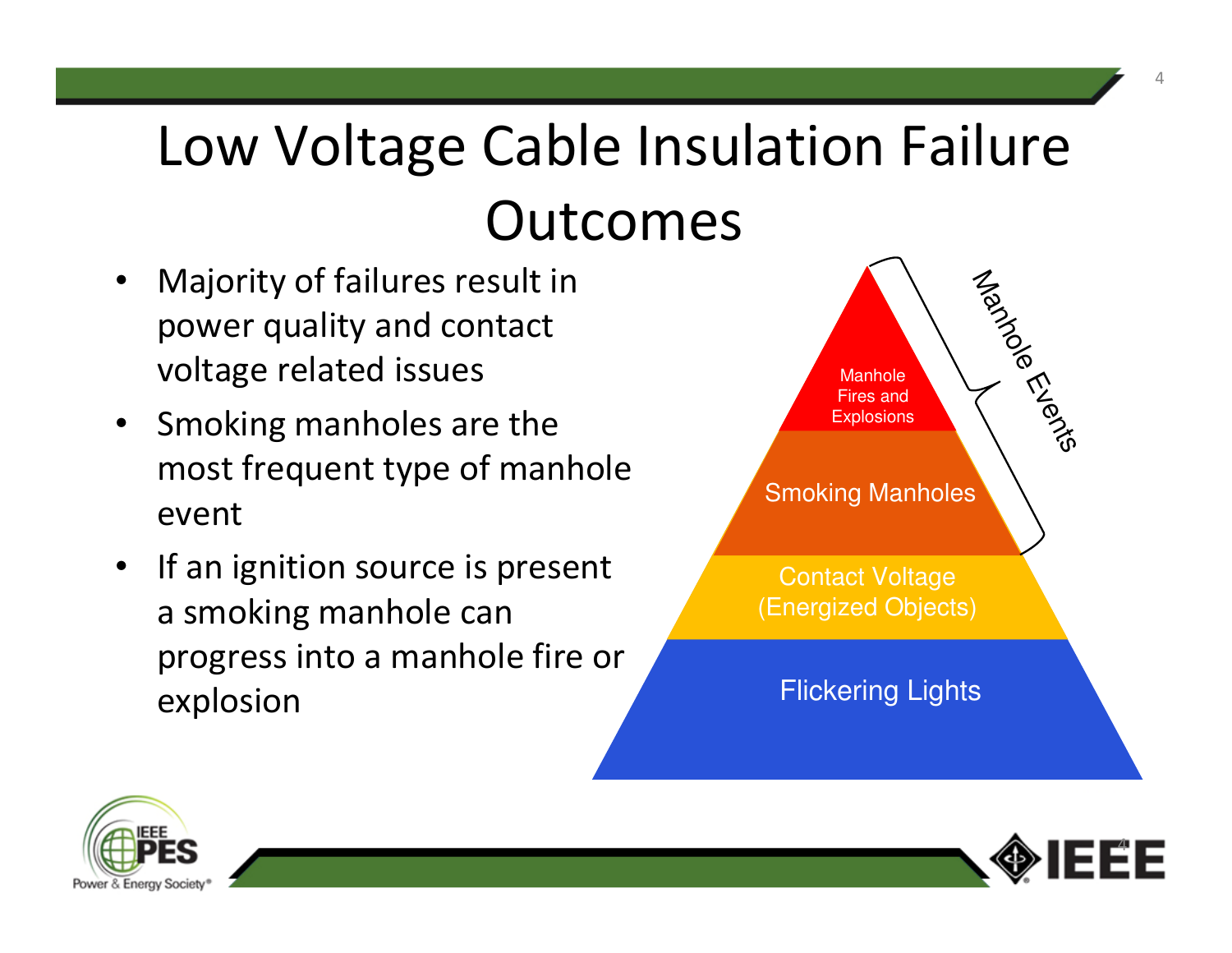# Low Voltage Cable Insulation Failure Outcomes

- Majority of failures result in power quality and contact voltage related issues
- Smoking manholes are the most frequent type of manhole event
- If an ignition source is present a smoking manhole can progress into a manhole fire or explosion

Manhole Events

- Manhole Fires and Explosions
- Smoking Manholes

Contact Voltage (Energized Objects)

Flickering Lights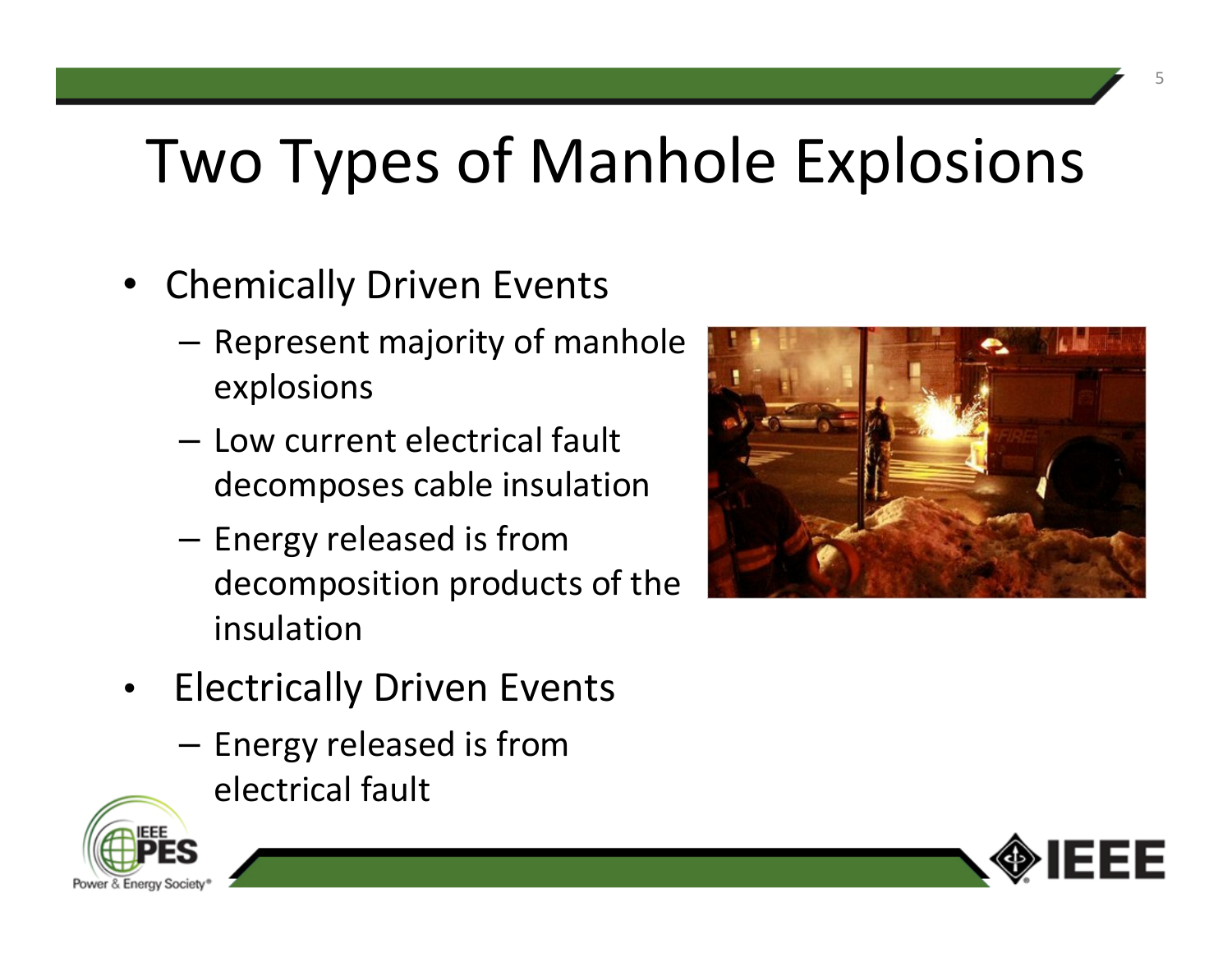# Two Types of Manhole Explosions

- Chemically Driven Events
  - Represent majority of manhole explosions
  - Low current electrical fault decomposes cable insulation
  - Energy released is from decomposition products of the insulation
- Electrically Driven Events
  - Energy released is from electrical fault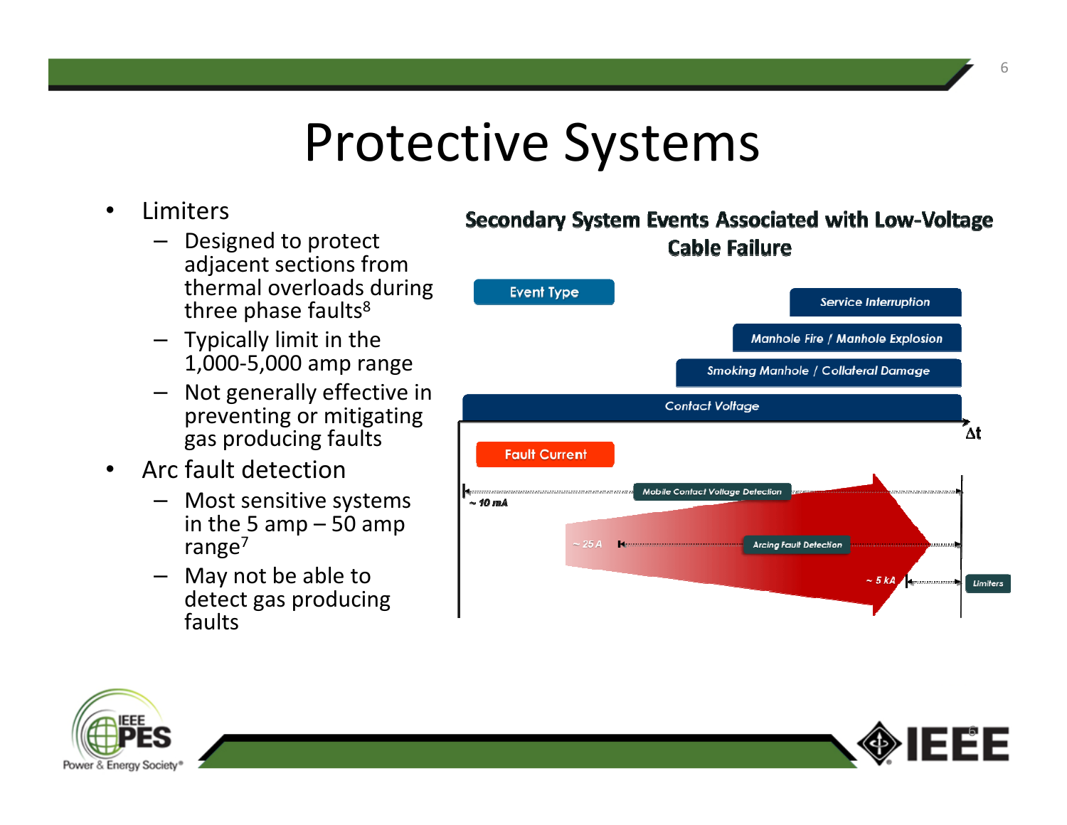# Protective Systems

- Limiters
  - Designed to protect adjacent sections from thermal overloads during three phase faults[8]
  - Typically limit in the 1,000-5,000 amp range
  - Not generally effective in preventing or mitigating gas producing faults
- Arc fault detection
  - Most sensitive systems in the 5 amp – 50 amp range[7]
  - May not be able to detect gas producing faults

**Secondary System Events Associated with Low-Voltage Cable Failure**

Event Type

Service Interruption

Manhole Fire / Manhole Explosion

Smoking Manhole / Collateral Damage

Contact Voltage

$\Delta t$

Fault Current

~ 10 mA — Mobile Contact Voltage Detection

~ 25 A — Arcing Fault Detection

~ 5 kA — Limiters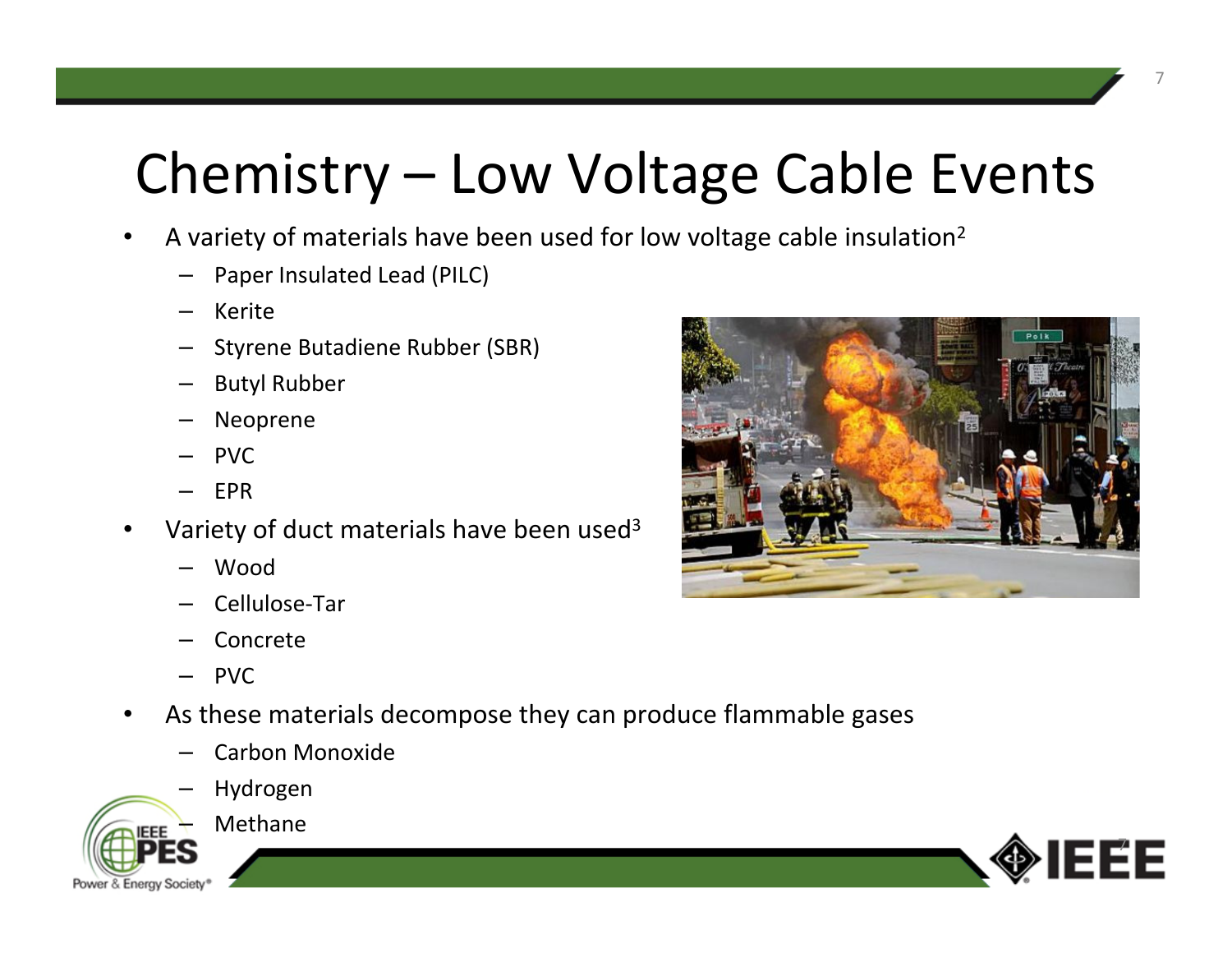# Chemistry – Low Voltage Cable Events

- A variety of materials have been used for low voltage cable insulation[2]
  - Paper Insulated Lead (PILC)
  - Kerite
  - Styrene Butadiene Rubber (SBR)
  - Butyl Rubber
  - Neoprene
  - PVC
  - EPR
- Variety of duct materials have been used[3]
  - Wood
  - Cellulose-Tar
  - Concrete
  - PVC
- As these materials decompose they can produce flammable gases
  - Carbon Monoxide
  - Hydrogen
  - Methane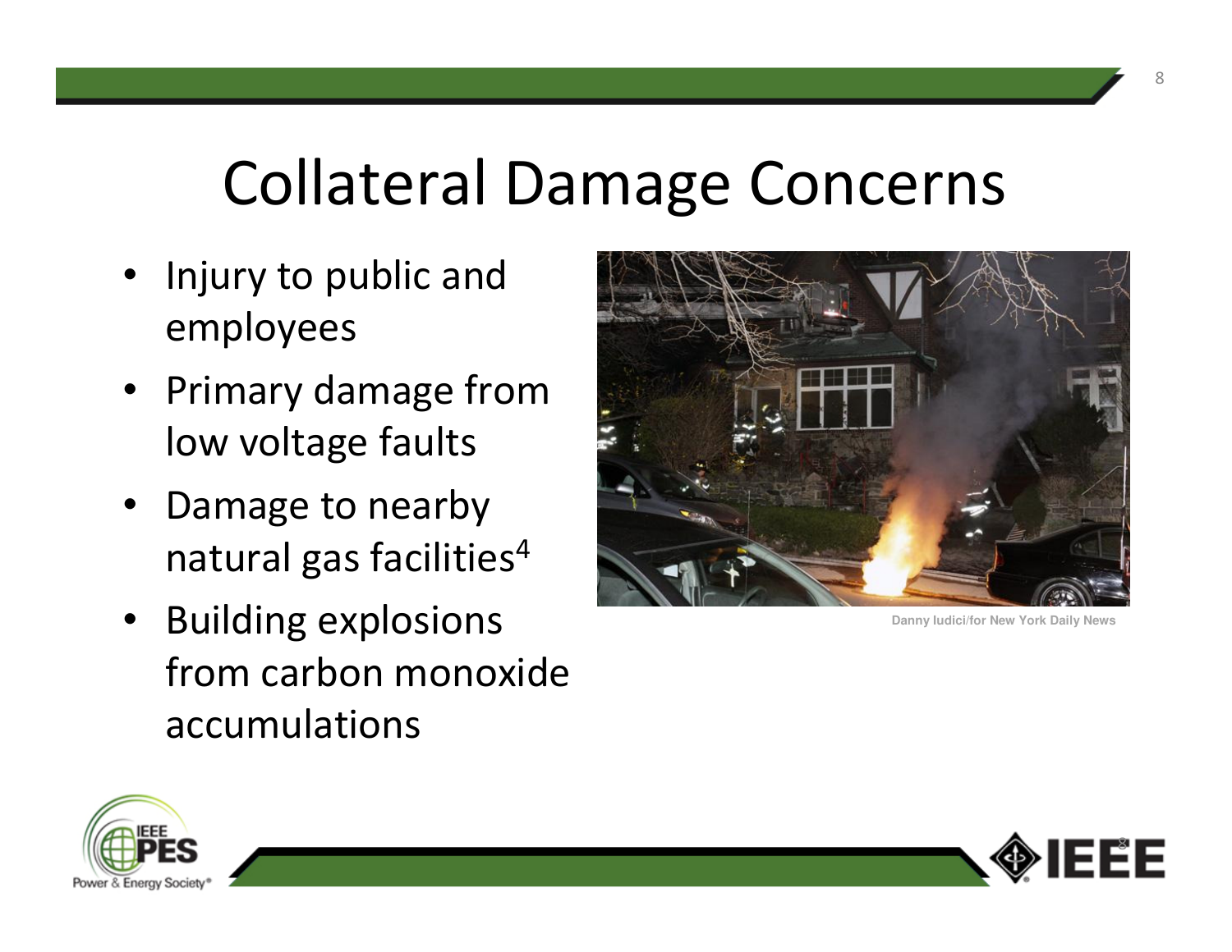# Collateral Damage Concerns

- Injury to public and employees
- Primary damage from low voltage faults
- Damage to nearby natural gas facilities[4]
- Building explosions from carbon monoxide accumulations

Danny Iudici/for New York Daily News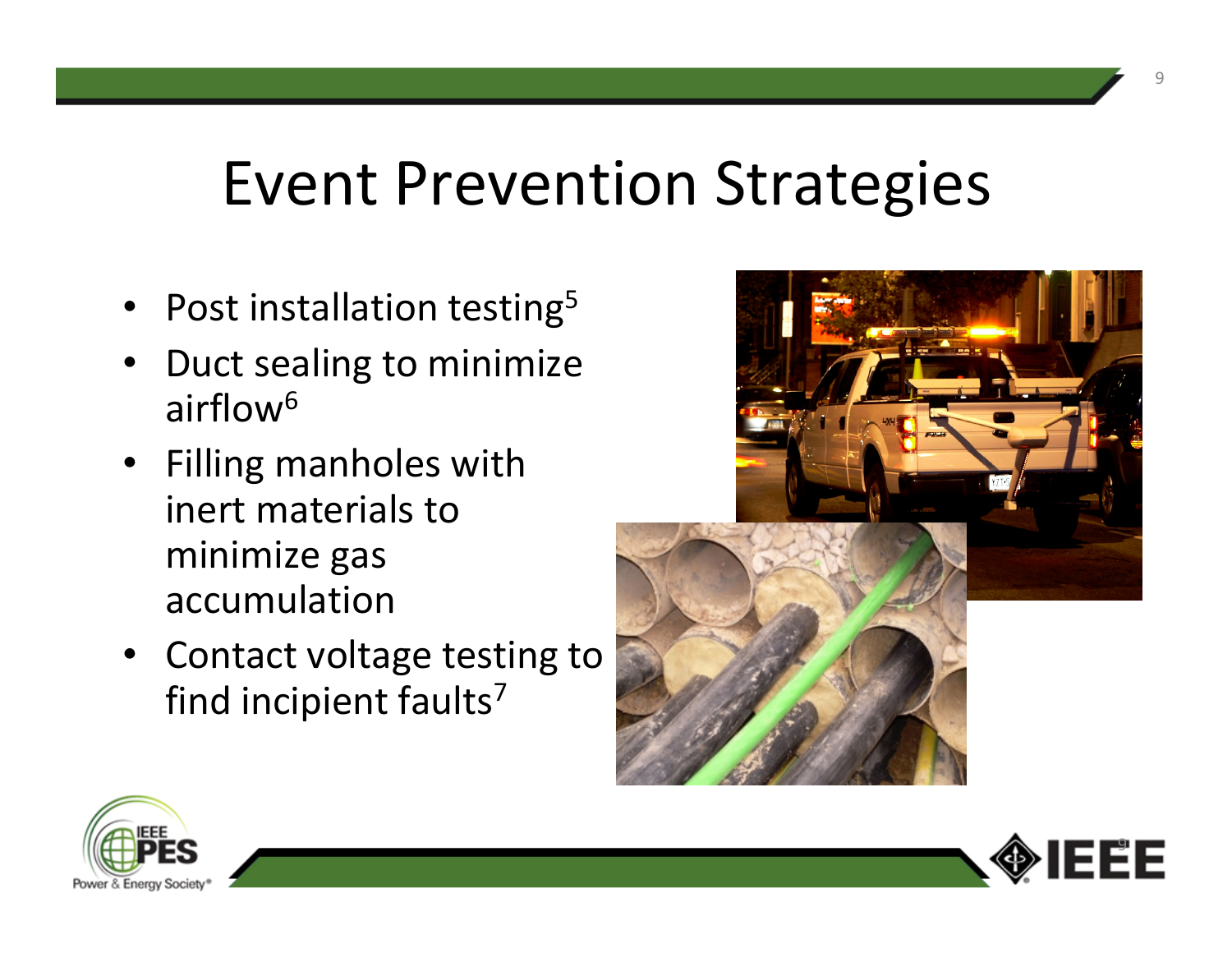# Event Prevention Strategies

- Post installation testing[5]
- Duct sealing to minimize airflow[6]
- Filling manholes with inert materials to minimize gas accumulation
- Contact voltage testing to find incipient faults[7]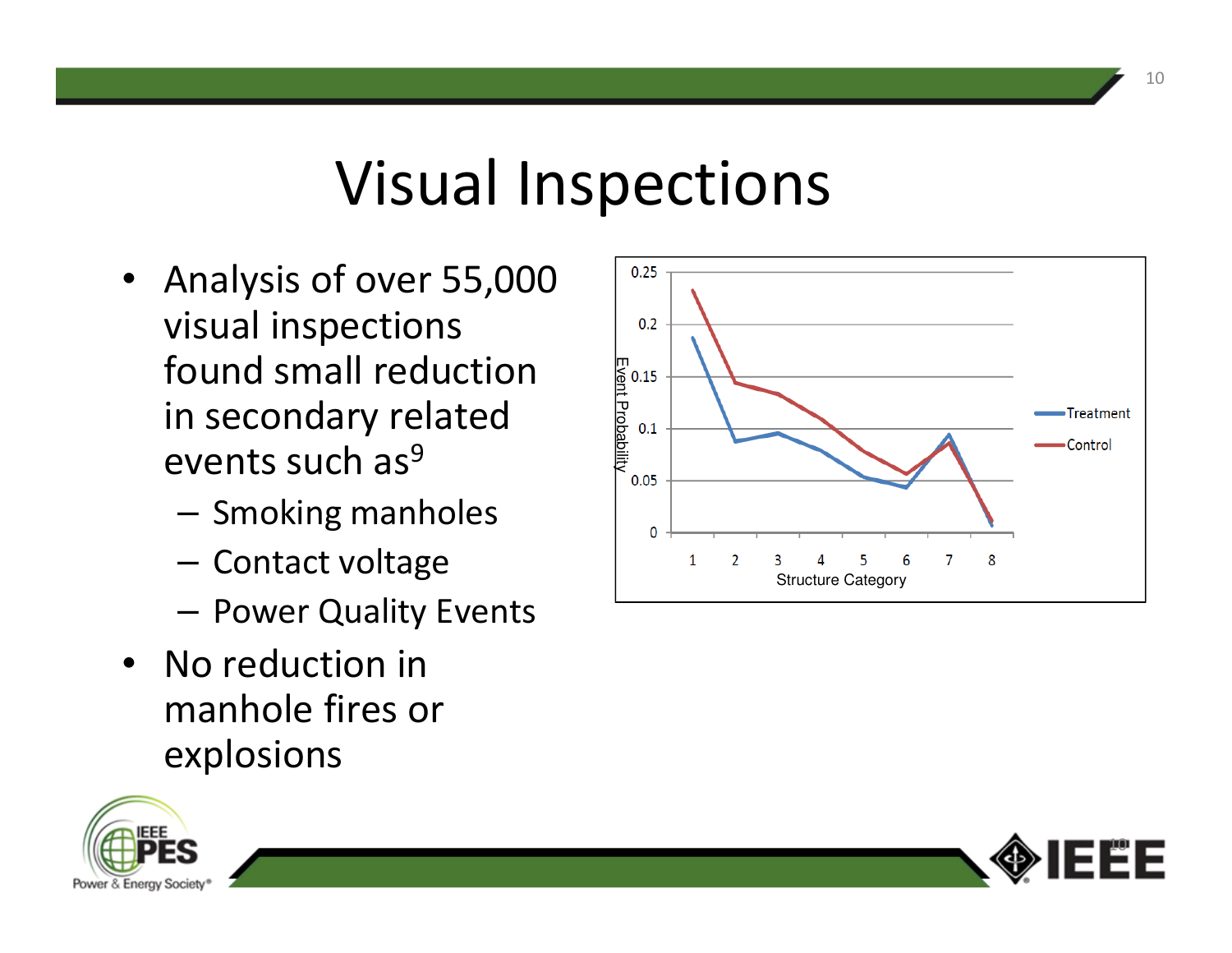# Visual Inspections

- Analysis of over 55,000 visual inspections found small reduction in secondary related events such as[9]
  - Smoking manholes
  - Contact voltage
  - Power Quality Events
- No reduction in manhole fires or explosions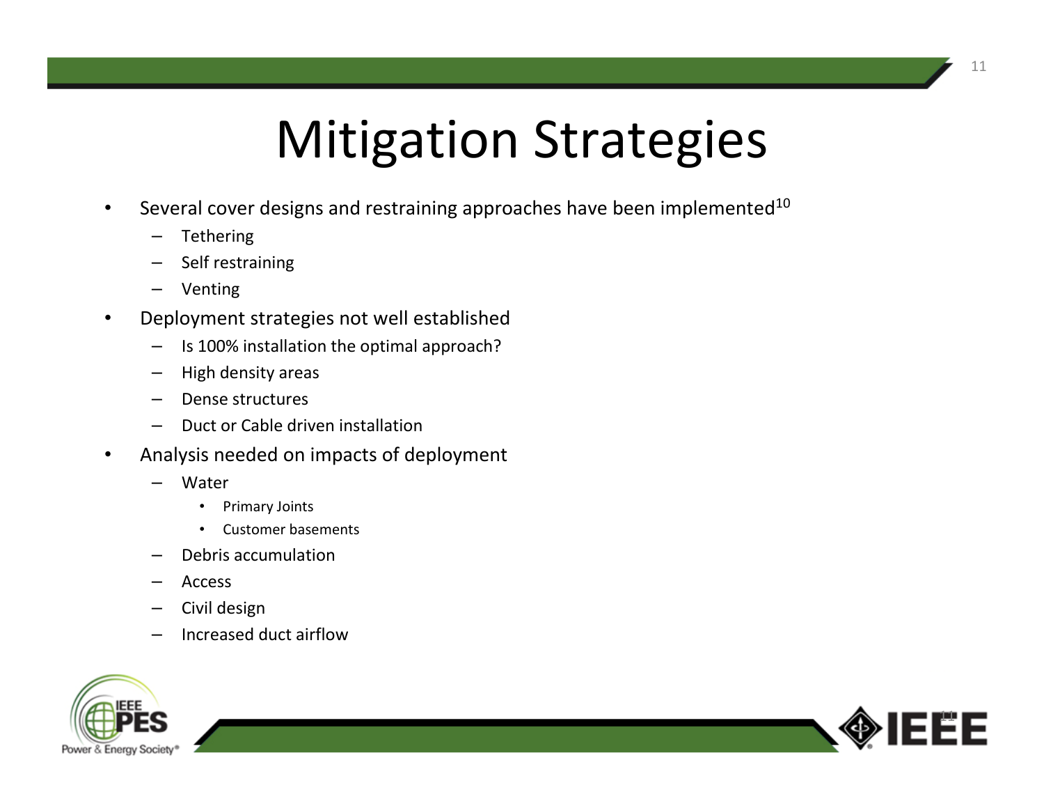# Mitigation Strategies

- Several cover designs and restraining approaches have been implemented[10]
  - Tethering
  - Self restraining
  - Venting
- Deployment strategies not well established
  - Is 100% installation the optimal approach?
  - High density areas
  - Dense structures
  - Duct or Cable driven installation
- Analysis needed on impacts of deployment
  - Water
    - Primary Joints
    - Customer basements
  - Debris accumulation
  - Access
  - Civil design
  - Increased duct airflow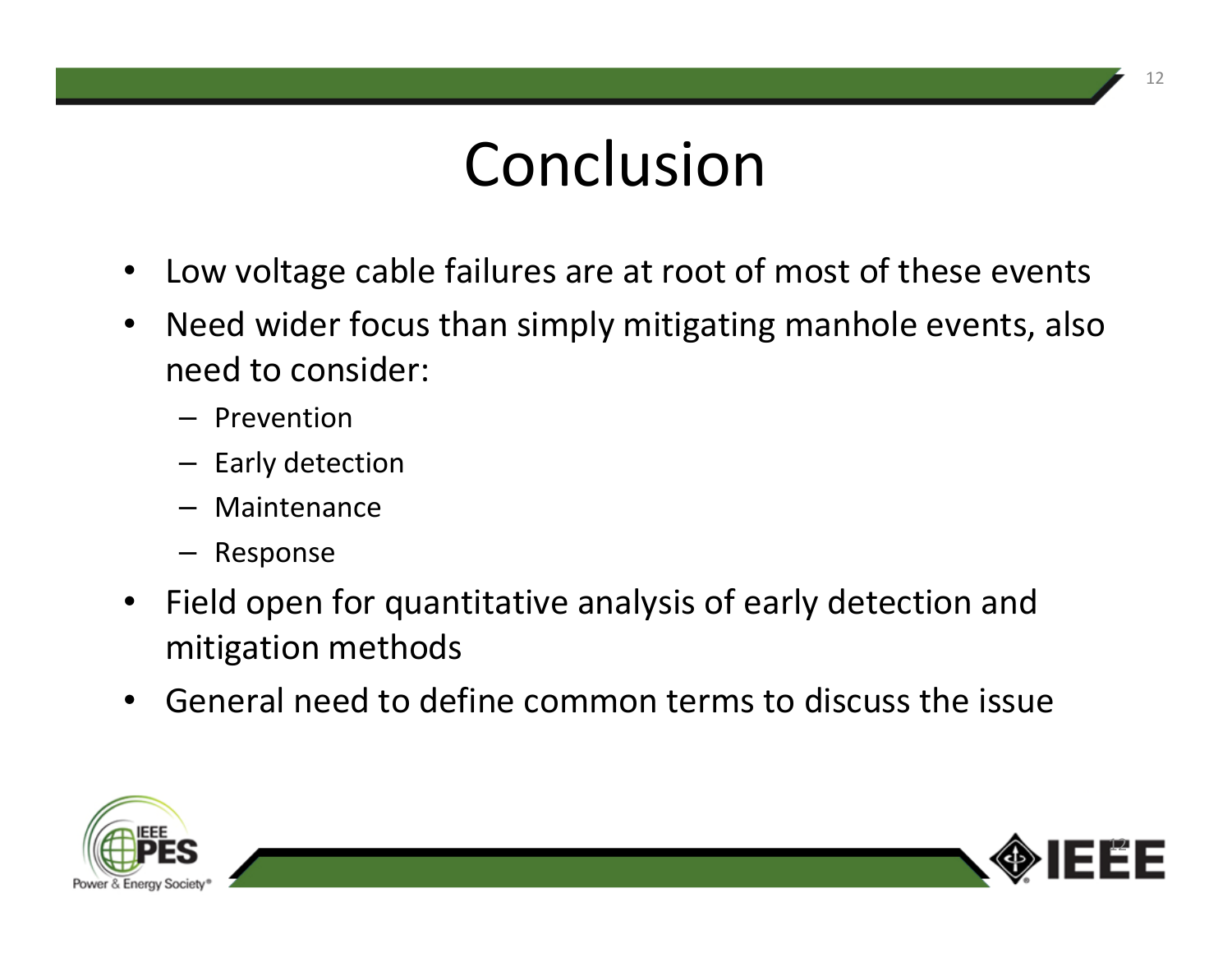# Conclusion

- Low voltage cable failures are at root of most of these events
- Need wider focus than simply mitigating manhole events, also need to consider:
  - Prevention
  - Early detection
  - Maintenance
  - Response
- Field open for quantitative analysis of early detection and mitigation methods
- General need to define common terms to discuss the issue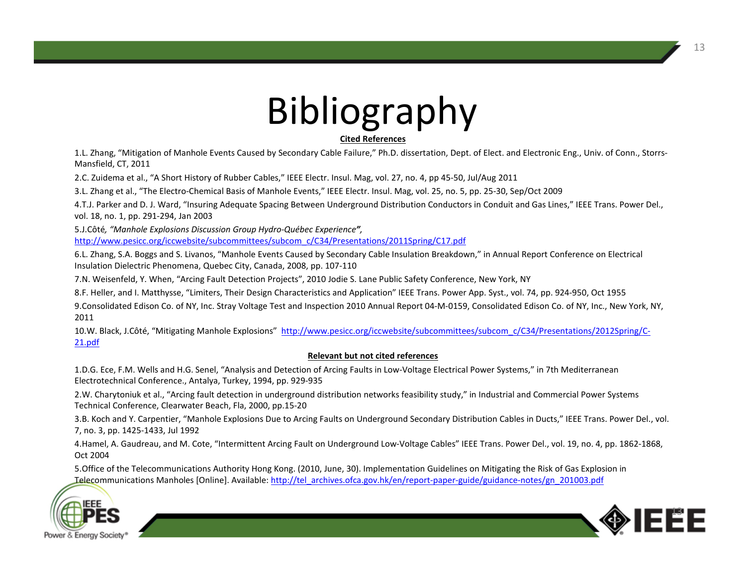# Bibliography

**Cited References**

1. L. Zhang, "Mitigation of Manhole Events Caused by Secondary Cable Failure," Ph.D. dissertation, Dept. of Elect. and Electronic Eng., Univ. of Conn., Storrs-Mansfield, CT, 2011
2. C. Zuidema et al., "A Short History of Rubber Cables," IEEE Electr. Insul. Mag, vol. 27, no. 4, pp 45-50, Jul/Aug 2011
3. L. Zhang et al., "The Electro-Chemical Basis of Manhole Events," IEEE Electr. Insul. Mag, vol. 25, no. 5, pp. 25-30, Sep/Oct 2009
4. T.J. Parker and D. J. Ward, "Insuring Adequate Spacing Between Underground Distribution Conductors in Conduit and Gas Lines," IEEE Trans. Power Del., vol. 18, no. 1, pp. 291-294, Jan 2003
5. J.Côté*, "Manhole Explosions Discussion Group Hydro-Québec Experience",* http://www.pesicc.org/iccwebsite/subcommittees/subcom_c/C34/Presentations/2011Spring/C17.pdf
6. L. Zhang, S.A. Boggs and S. Livanos, "Manhole Events Caused by Secondary Cable Insulation Breakdown," in Annual Report Conference on Electrical Insulation Dielectric Phenomena, Quebec City, Canada, 2008, pp. 107-110
7. N. Weisenfeld, Y. When, "Arcing Fault Detection Projects", 2010 Jodie S. Lane Public Safety Conference, New York, NY
8. F. Heller, and I. Matthysse, "Limiters, Their Design Characteristics and Application" IEEE Trans. Power App. Syst., vol. 74, pp. 924-950, Oct 1955
9. Consolidated Edison Co. of NY, Inc. Stray Voltage Test and Inspection 2010 Annual Report 04-M-0159, Consolidated Edison Co. of NY, Inc., New York, NY, 2011
10. W. Black, J.Côté, "Mitigating Manhole Explosions" http://www.pesicc.org/iccwebsite/subcommittees/subcom_c/C34/Presentations/2012Spring/C-21.pdf

**Relevant but not cited references**

1. D.G. Ece, F.M. Wells and H.G. Senel, "Analysis and Detection of Arcing Faults in Low-Voltage Electrical Power Systems," in 7th Mediterranean Electrotechnical Conference., Antalya, Turkey, 1994, pp. 929-935
2. W. Charytoniuk et al., "Arcing fault detection in underground distribution networks feasibility study," in Industrial and Commercial Power Systems Technical Conference, Clearwater Beach, Fla, 2000, pp.15-20
3. B. Koch and Y. Carpentier, "Manhole Explosions Due to Arcing Faults on Underground Secondary Distribution Cables in Ducts," IEEE Trans. Power Del., vol. 7, no. 3, pp. 1425-1433, Jul 1992
4. Hamel, A. Gaudreau, and M. Cote, "Intermittent Arcing Fault on Underground Low-Voltage Cables" IEEE Trans. Power Del., vol. 19, no. 4, pp. 1862-1868, Oct 2004
5. Office of the Telecommunications Authority Hong Kong. (2010, June, 30). Implementation Guidelines on Mitigating the Risk of Gas Explosion in Telecommunications Manholes [Online]. Available: http://tel_archives.ofca.gov.hk/en/report-paper-guide/guidance-notes/gn_201003.pdf